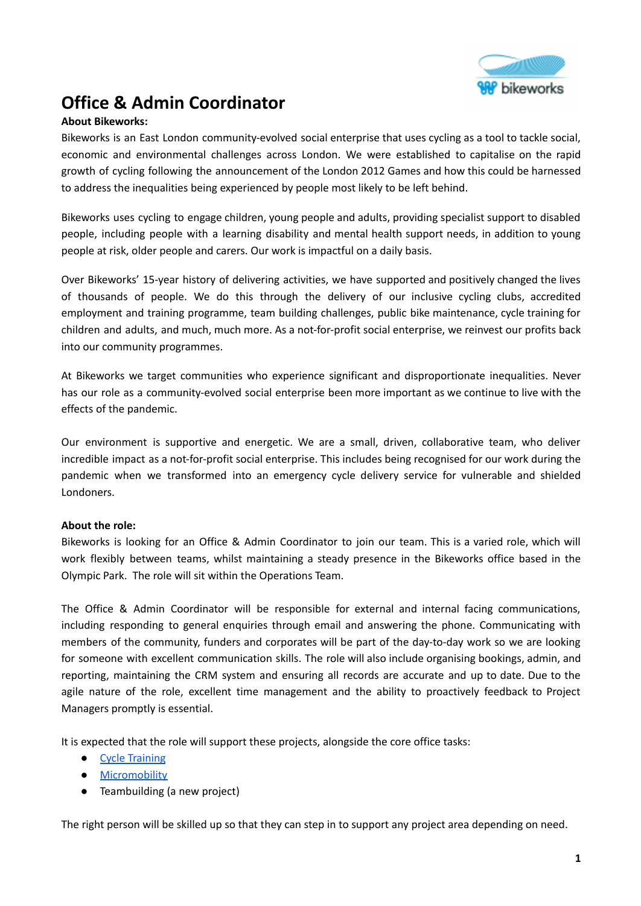# Office & Admin Coordinator

**About Bikeworks:**

Bikeworks is an East London community-evolved social enterprise that uses cycling as a tool to tackle social, economic and environmental challenges across London. We were established to capitalise on the rapid growth of cycling following the announcement of the London 2012 Games and how this could be harnessed to address the inequalities being experienced by people most likely to be left behind.

Bikeworks uses cycling to engage children, young people and adults, providing specialist support to disabled people, including people with a learning disability and mental health support needs, in addition to young people at risk, older people and carers. Our work is impactful on a daily basis.

Over Bikeworks' 15-year history of delivering activities, we have supported and positively changed the lives of thousands of people. We do this through the delivery of our inclusive cycling clubs, accredited employment and training programme, team building challenges, public bike maintenance, cycle training for children and adults, and much, much more. As a not-for-profit social enterprise, we reinvest our profits back into our community programmes.

At Bikeworks we target communities who experience significant and disproportionate inequalities. Never has our role as a community-evolved social enterprise been more important as we continue to live with the effects of the pandemic.

Our environment is supportive and energetic. We are a small, driven, collaborative team, who deliver incredible impact as a not-for-profit social enterprise. This includes being recognised for our work during the pandemic when we transformed into an emergency cycle delivery service for vulnerable and shielded Londoners.

**About the role:**

Bikeworks is looking for an Office & Admin Coordinator to join our team. This is a varied role, which will work flexibly between teams, whilst maintaining a steady presence in the Bikeworks office based in the Olympic Park. The role will sit within the Operations Team.

The Office & Admin Coordinator will be responsible for external and internal facing communications, including responding to general enquiries through email and answering the phone. Communicating with members of the community, funders and corporates will be part of the day-to-day work so we are looking for someone with excellent communication skills. The role will also include organising bookings, admin, and reporting, maintaining the CRM system and ensuring all records are accurate and up to date. Due to the agile nature of the role, excellent time management and the ability to proactively feedback to Project Managers promptly is essential.

It is expected that the role will support these projects, alongside the core office tasks:

- Cycle Training
- Micromobility
- Teambuilding (a new project)

The right person will be skilled up so that they can step in to support any project area depending on need.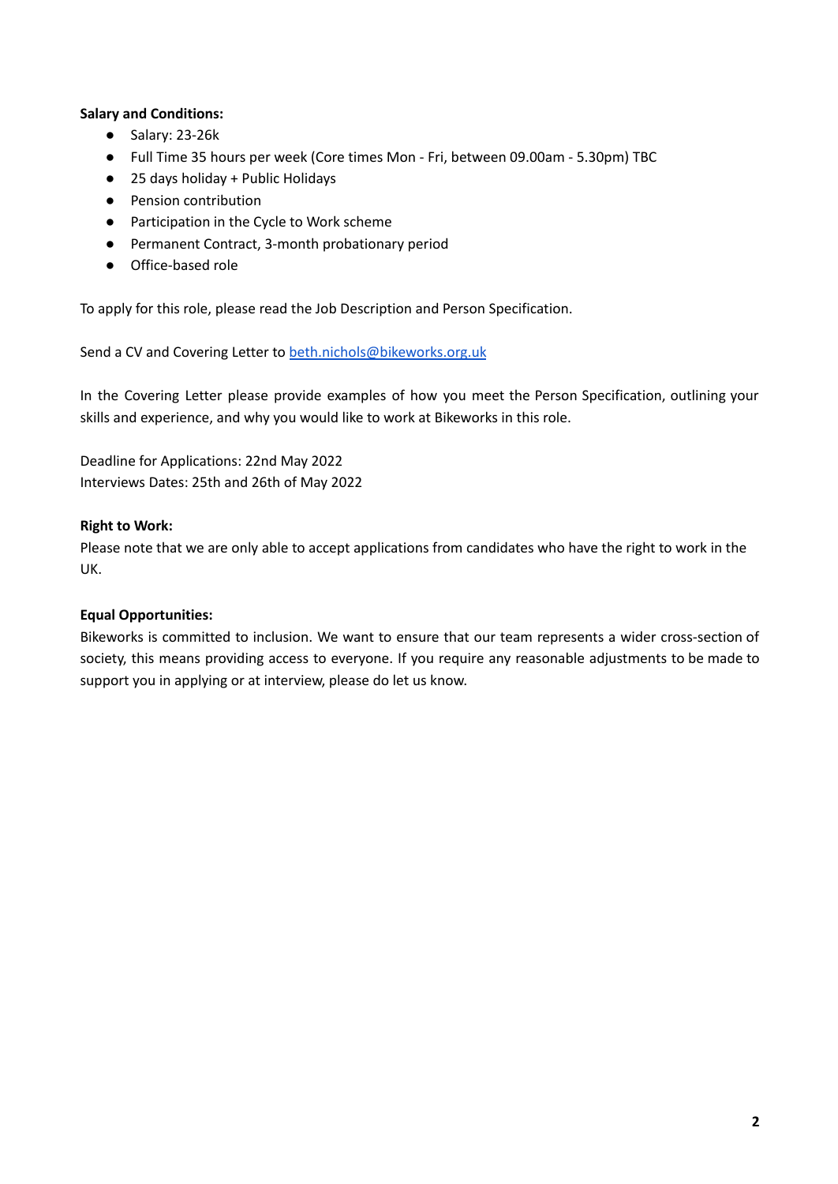**Salary and Conditions:**

- Salary: 23-26k
- Full Time 35 hours per week (Core times Mon - Fri, between 09.00am - 5.30pm) TBC
- 25 days holiday + Public Holidays
- Pension contribution
- Participation in the Cycle to Work scheme
- Permanent Contract, 3-month probationary period
- Office-based role

To apply for this role, please read the Job Description and Person Specification.

Send a CV and Covering Letter to [beth.nichols@bikeworks.org.uk](mailto:beth.nichols@bikeworks.org.uk)

In the Covering Letter please provide examples of how you meet the Person Specification, outlining your skills and experience, and why you would like to work at Bikeworks in this role.

Deadline for Applications: 22nd May 2022
Interviews Dates: 25th and 26th of May 2022

**Right to Work:**
Please note that we are only able to accept applications from candidates who have the right to work in the UK.

**Equal Opportunities:**
Bikeworks is committed to inclusion. We want to ensure that our team represents a wider cross-section of society, this means providing access to everyone. If you require any reasonable adjustments to be made to support you in applying or at interview, please do let us know.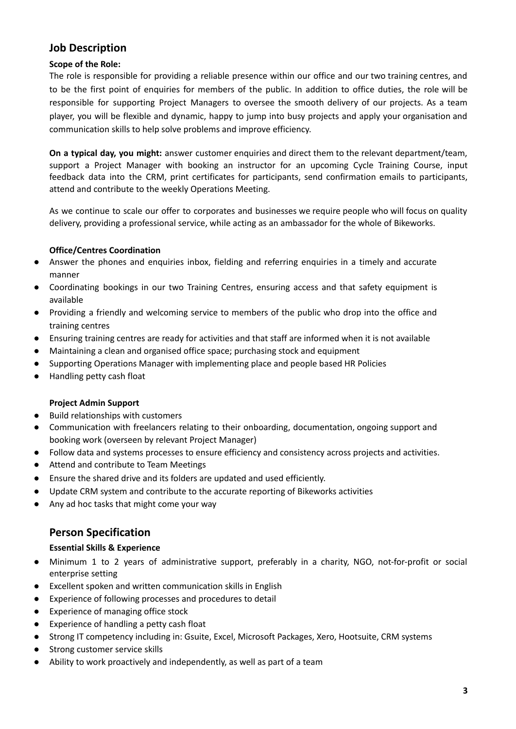## Job Description

**Scope of the Role:**

The role is responsible for providing a reliable presence within our office and our two training centres, and to be the first point of enquiries for members of the public. In addition to office duties, the role will be responsible for supporting Project Managers to oversee the smooth delivery of our projects. As a team player, you will be flexible and dynamic, happy to jump into busy projects and apply your organisation and communication skills to help solve problems and improve efficiency.

**On a typical day, you might:** answer customer enquiries and direct them to the relevant department/team, support a Project Manager with booking an instructor for an upcoming Cycle Training Course, input feedback data into the CRM, print certificates for participants, send confirmation emails to participants, attend and contribute to the weekly Operations Meeting.

As we continue to scale our offer to corporates and businesses we require people who will focus on quality delivery, providing a professional service, while acting as an ambassador for the whole of Bikeworks.

**Office/Centres Coordination**

- Answer the phones and enquiries inbox, fielding and referring enquiries in a timely and accurate manner
- Coordinating bookings in our two Training Centres, ensuring access and that safety equipment is available
- Providing a friendly and welcoming service to members of the public who drop into the office and training centres
- Ensuring training centres are ready for activities and that staff are informed when it is not available
- Maintaining a clean and organised office space; purchasing stock and equipment
- Supporting Operations Manager with implementing place and people based HR Policies
- Handling petty cash float

**Project Admin Support**

- Build relationships with customers
- Communication with freelancers relating to their onboarding, documentation, ongoing support and booking work (overseen by relevant Project Manager)
- Follow data and systems processes to ensure efficiency and consistency across projects and activities.
- Attend and contribute to Team Meetings
- Ensure the shared drive and its folders are updated and used efficiently.
- Update CRM system and contribute to the accurate reporting of Bikeworks activities
- Any ad hoc tasks that might come your way

## Person Specification

**Essential Skills & Experience**

- Minimum 1 to 2 years of administrative support, preferably in a charity, NGO, not-for-profit or social enterprise setting
- Excellent spoken and written communication skills in English
- Experience of following processes and procedures to detail
- Experience of managing office stock
- Experience of handling a petty cash float
- Strong IT competency including in: Gsuite, Excel, Microsoft Packages, Xero, Hootsuite, CRM systems
- Strong customer service skills
- Ability to work proactively and independently, as well as part of a team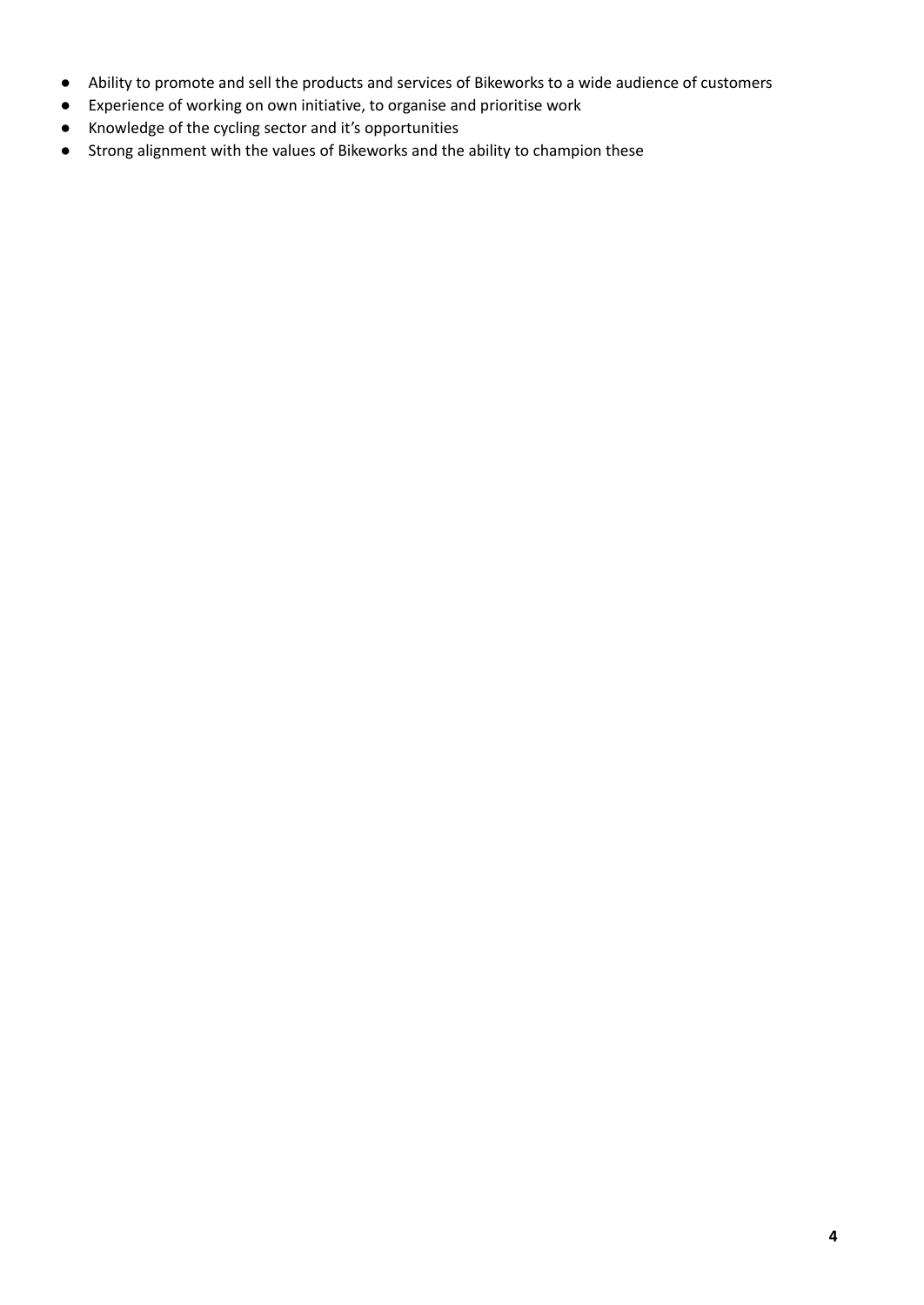- Ability to promote and sell the products and services of Bikeworks to a wide audience of customers
- Experience of working on own initiative, to organise and prioritise work
- Knowledge of the cycling sector and it's opportunities
- Strong alignment with the values of Bikeworks and the ability to champion these